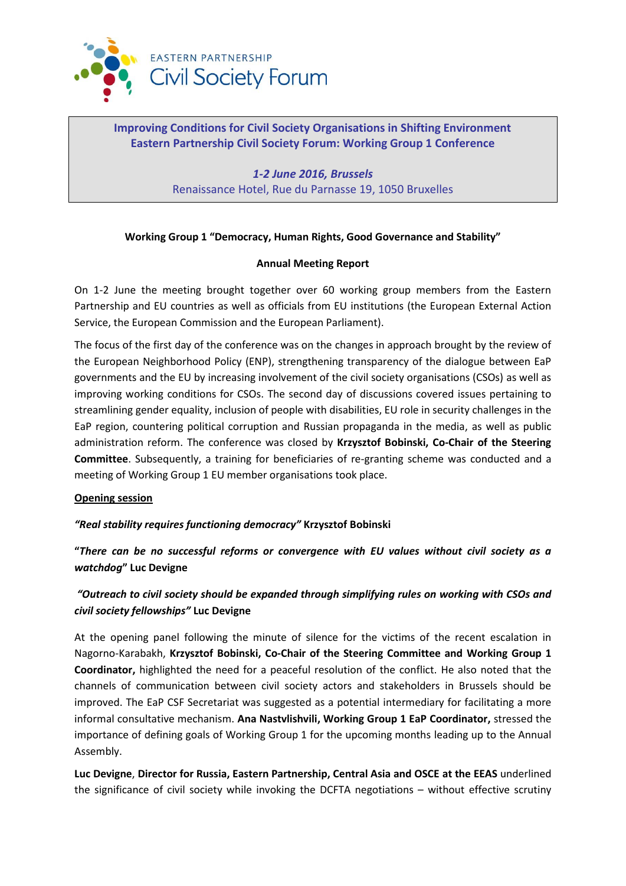EASTERN PARTNERSHIP
Civil Society Forum

**Improving Conditions for Civil Society Organisations in Shifting Environment**
**Eastern Partnership Civil Society Forum: Working Group 1 Conference**

***1-2 June 2016, Brussels***
Renaissance Hotel, Rue du Parnasse 19, 1050 Bruxelles

**Working Group 1 "Democracy, Human Rights, Good Governance and Stability"**

**Annual Meeting Report**

On 1-2 June the meeting brought together over 60 working group members from the Eastern Partnership and EU countries as well as officials from EU institutions (the European External Action Service, the European Commission and the European Parliament).

The focus of the first day of the conference was on the changes in approach brought by the review of the European Neighborhood Policy (ENP), strengthening transparency of the dialogue between EaP governments and the EU by increasing involvement of the civil society organisations (CSOs) as well as improving working conditions for CSOs. The second day of discussions covered issues pertaining to streamlining gender equality, inclusion of people with disabilities, EU role in security challenges in the EaP region, countering political corruption and Russian propaganda in the media, as well as public administration reform. The conference was closed by **Krzysztof Bobinski, Co-Chair of the Steering Committee**. Subsequently, a training for beneficiaries of re-granting scheme was conducted and a meeting of Working Group 1 EU member organisations took place.

**Opening session**

***"Real stability requires functioning democracy"*** **Krzysztof Bobinski**

**"*There can be no successful reforms or convergence with EU values without civil society as a watchdog*" Luc Devigne**

***"Outreach to civil society should be expanded through simplifying rules on working with CSOs and civil society fellowships"*** **Luc Devigne**

At the opening panel following the minute of silence for the victims of the recent escalation in Nagorno-Karabakh, **Krzysztof Bobinski, Co-Chair of the Steering Committee and Working Group 1 Coordinator,** highlighted the need for a peaceful resolution of the conflict. He also noted that the channels of communication between civil society actors and stakeholders in Brussels should be improved. The EaP CSF Secretariat was suggested as a potential intermediary for facilitating a more informal consultative mechanism. **Ana Nastvlishvili, Working Group 1 EaP Coordinator,** stressed the importance of defining goals of Working Group 1 for the upcoming months leading up to the Annual Assembly.

**Luc Devigne**, **Director for Russia, Eastern Partnership, Central Asia and OSCE at the EEAS** underlined the significance of civil society while invoking the DCFTA negotiations – without effective scrutiny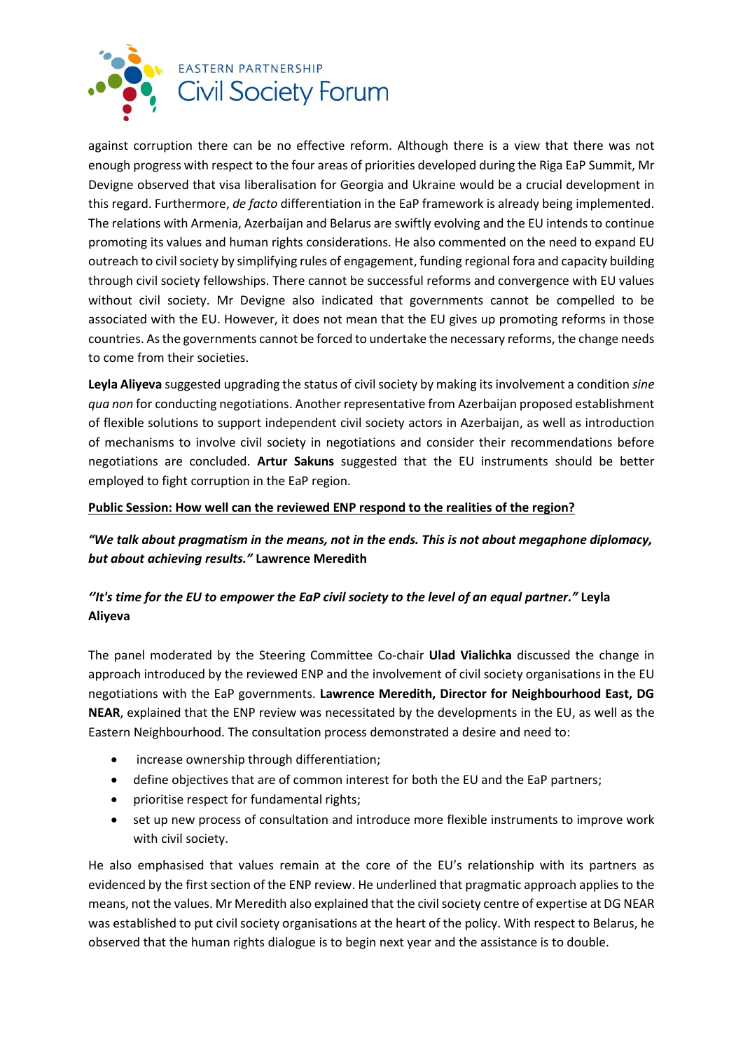against corruption there can be no effective reform. Although there is a view that there was not enough progress with respect to the four areas of priorities developed during the Riga EaP Summit, Mr Devigne observed that visa liberalisation for Georgia and Ukraine would be a crucial development in this regard. Furthermore, *de facto* differentiation in the EaP framework is already being implemented. The relations with Armenia, Azerbaijan and Belarus are swiftly evolving and the EU intends to continue promoting its values and human rights considerations. He also commented on the need to expand EU outreach to civil society by simplifying rules of engagement, funding regional fora and capacity building through civil society fellowships. There cannot be successful reforms and convergence with EU values without civil society. Mr Devigne also indicated that governments cannot be compelled to be associated with the EU. However, it does not mean that the EU gives up promoting reforms in those countries. As the governments cannot be forced to undertake the necessary reforms, the change needs to come from their societies.

**Leyla Aliyeva** suggested upgrading the status of civil society by making its involvement a condition *sine qua non* for conducting negotiations. Another representative from Azerbaijan proposed establishment of flexible solutions to support independent civil society actors in Azerbaijan, as well as introduction of mechanisms to involve civil society in negotiations and consider their recommendations before negotiations are concluded. **Artur Sakuns** suggested that the EU instruments should be better employed to fight corruption in the EaP region.

**Public Session: How well can the reviewed ENP respond to the realities of the region?**

***"We talk about pragmatism in the means, not in the ends. This is not about megaphone diplomacy, but about achieving results."*** **Lawrence Meredith**

***''It's time for the EU to empower the EaP civil society to the level of an equal partner."*** **Leyla Aliyeva**

The panel moderated by the Steering Committee Co-chair **Ulad Vialichka** discussed the change in approach introduced by the reviewed ENP and the involvement of civil society organisations in the EU negotiations with the EaP governments. **Lawrence Meredith, Director for Neighbourhood East, DG NEAR**, explained that the ENP review was necessitated by the developments in the EU, as well as the Eastern Neighbourhood. The consultation process demonstrated a desire and need to:

- increase ownership through differentiation;
- define objectives that are of common interest for both the EU and the EaP partners;
- prioritise respect for fundamental rights;
- set up new process of consultation and introduce more flexible instruments to improve work with civil society.

He also emphasised that values remain at the core of the EU's relationship with its partners as evidenced by the first section of the ENP review. He underlined that pragmatic approach applies to the means, not the values. Mr Meredith also explained that the civil society centre of expertise at DG NEAR was established to put civil society organisations at the heart of the policy. With respect to Belarus, he observed that the human rights dialogue is to begin next year and the assistance is to double.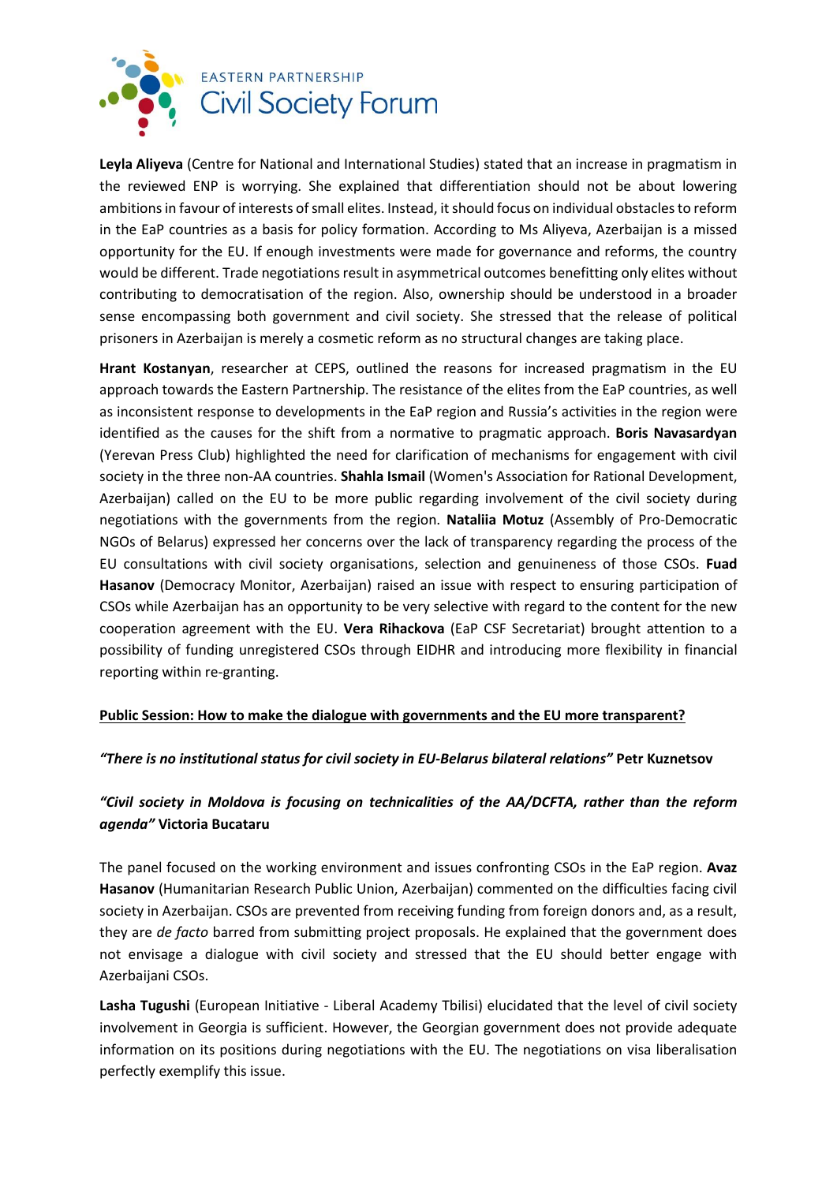**Leyla Aliyeva** (Centre for National and International Studies) stated that an increase in pragmatism in the reviewed ENP is worrying. She explained that differentiation should not be about lowering ambitions in favour of interests of small elites. Instead, it should focus on individual obstacles to reform in the EaP countries as a basis for policy formation. According to Ms Aliyeva, Azerbaijan is a missed opportunity for the EU. If enough investments were made for governance and reforms, the country would be different. Trade negotiations result in asymmetrical outcomes benefitting only elites without contributing to democratisation of the region. Also, ownership should be understood in a broader sense encompassing both government and civil society. She stressed that the release of political prisoners in Azerbaijan is merely a cosmetic reform as no structural changes are taking place.

**Hrant Kostanyan**, researcher at CEPS, outlined the reasons for increased pragmatism in the EU approach towards the Eastern Partnership. The resistance of the elites from the EaP countries, as well as inconsistent response to developments in the EaP region and Russia's activities in the region were identified as the causes for the shift from a normative to pragmatic approach. **Boris Navasardyan** (Yerevan Press Club) highlighted the need for clarification of mechanisms for engagement with civil society in the three non-AA countries. **Shahla Ismail** (Women's Association for Rational Development, Azerbaijan) called on the EU to be more public regarding involvement of the civil society during negotiations with the governments from the region. **Nataliia Motuz** (Assembly of Pro-Democratic NGOs of Belarus) expressed her concerns over the lack of transparency regarding the process of the EU consultations with civil society organisations, selection and genuineness of those CSOs. **Fuad Hasanov** (Democracy Monitor, Azerbaijan) raised an issue with respect to ensuring participation of CSOs while Azerbaijan has an opportunity to be very selective with regard to the content for the new cooperation agreement with the EU. **Vera Rihackova** (EaP CSF Secretariat) brought attention to a possibility of funding unregistered CSOs through EIDHR and introducing more flexibility in financial reporting within re-granting.

<u>**Public Session: How to make the dialogue with governments and the EU more transparent?**</u>

***"There is no institutional status for civil society in EU-Belarus bilateral relations"*** **Petr Kuznetsov**

***"Civil society in Moldova is focusing on technicalities of the AA/DCFTA, rather than the reform agenda"*** **Victoria Bucataru**

The panel focused on the working environment and issues confronting CSOs in the EaP region. **Avaz Hasanov** (Humanitarian Research Public Union, Azerbaijan) commented on the difficulties facing civil society in Azerbaijan. CSOs are prevented from receiving funding from foreign donors and, as a result, they are *de facto* barred from submitting project proposals. He explained that the government does not envisage a dialogue with civil society and stressed that the EU should better engage with Azerbaijani CSOs.

**Lasha Tugushi** (European Initiative - Liberal Academy Tbilisi) elucidated that the level of civil society involvement in Georgia is sufficient. However, the Georgian government does not provide adequate information on its positions during negotiations with the EU. The negotiations on visa liberalisation perfectly exemplify this issue.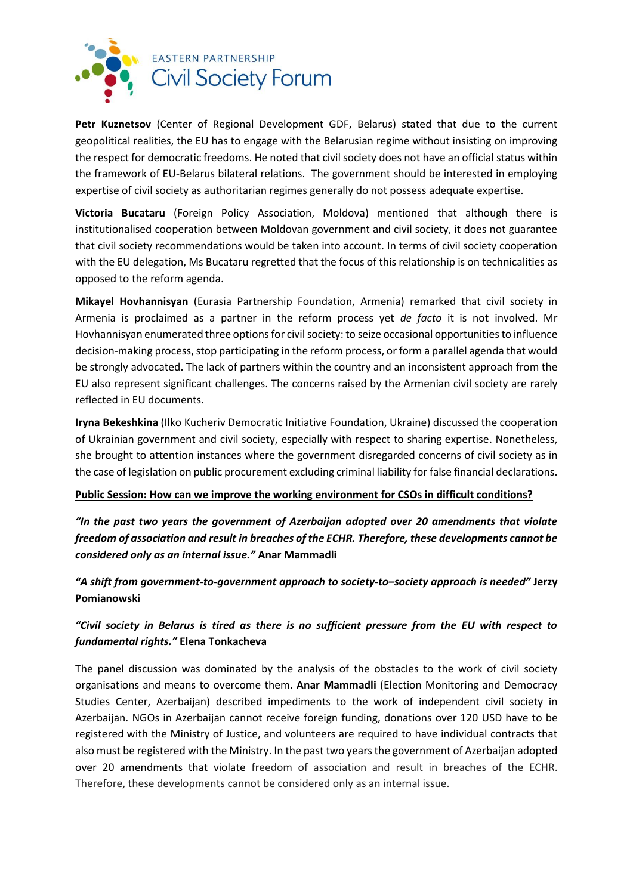**Petr Kuznetsov** (Center of Regional Development GDF, Belarus) stated that due to the current geopolitical realities, the EU has to engage with the Belarusian regime without insisting on improving the respect for democratic freedoms. He noted that civil society does not have an official status within the framework of EU-Belarus bilateral relations. The government should be interested in employing expertise of civil society as authoritarian regimes generally do not possess adequate expertise.

**Victoria Bucataru** (Foreign Policy Association, Moldova) mentioned that although there is institutionalised cooperation between Moldovan government and civil society, it does not guarantee that civil society recommendations would be taken into account. In terms of civil society cooperation with the EU delegation, Ms Bucataru regretted that the focus of this relationship is on technicalities as opposed to the reform agenda.

**Mikayel Hovhannisyan** (Eurasia Partnership Foundation, Armenia) remarked that civil society in Armenia is proclaimed as a partner in the reform process yet *de facto* it is not involved. Mr Hovhannisyan enumerated three options for civil society: to seize occasional opportunities to influence decision-making process, stop participating in the reform process, or form a parallel agenda that would be strongly advocated. The lack of partners within the country and an inconsistent approach from the EU also represent significant challenges. The concerns raised by the Armenian civil society are rarely reflected in EU documents.

**Iryna Bekeshkina** (Ilko Kucheriv Democratic Initiative Foundation, Ukraine) discussed the cooperation of Ukrainian government and civil society, especially with respect to sharing expertise. Nonetheless, she brought to attention instances where the government disregarded concerns of civil society as in the case of legislation on public procurement excluding criminal liability for false financial declarations.

**Public Session: How can we improve the working environment for CSOs in difficult conditions?**

***"In the past two years the government of Azerbaijan adopted over 20 amendments that violate freedom of association and result in breaches of the ECHR. Therefore, these developments cannot be considered only as an internal issue."*** **Anar Mammadli**

***"A shift from government-to-government approach to society-to–society approach is needed"*** **Jerzy Pomianowski**

***"Civil society in Belarus is tired as there is no sufficient pressure from the EU with respect to fundamental rights."*** **Elena Tonkacheva**

The panel discussion was dominated by the analysis of the obstacles to the work of civil society organisations and means to overcome them. **Anar Mammadli** (Election Monitoring and Democracy Studies Center, Azerbaijan) described impediments to the work of independent civil society in Azerbaijan. NGOs in Azerbaijan cannot receive foreign funding, donations over 120 USD have to be registered with the Ministry of Justice, and volunteers are required to have individual contracts that also must be registered with the Ministry. In the past two years the government of Azerbaijan adopted over 20 amendments that violate freedom of association and result in breaches of the ECHR. Therefore, these developments cannot be considered only as an internal issue.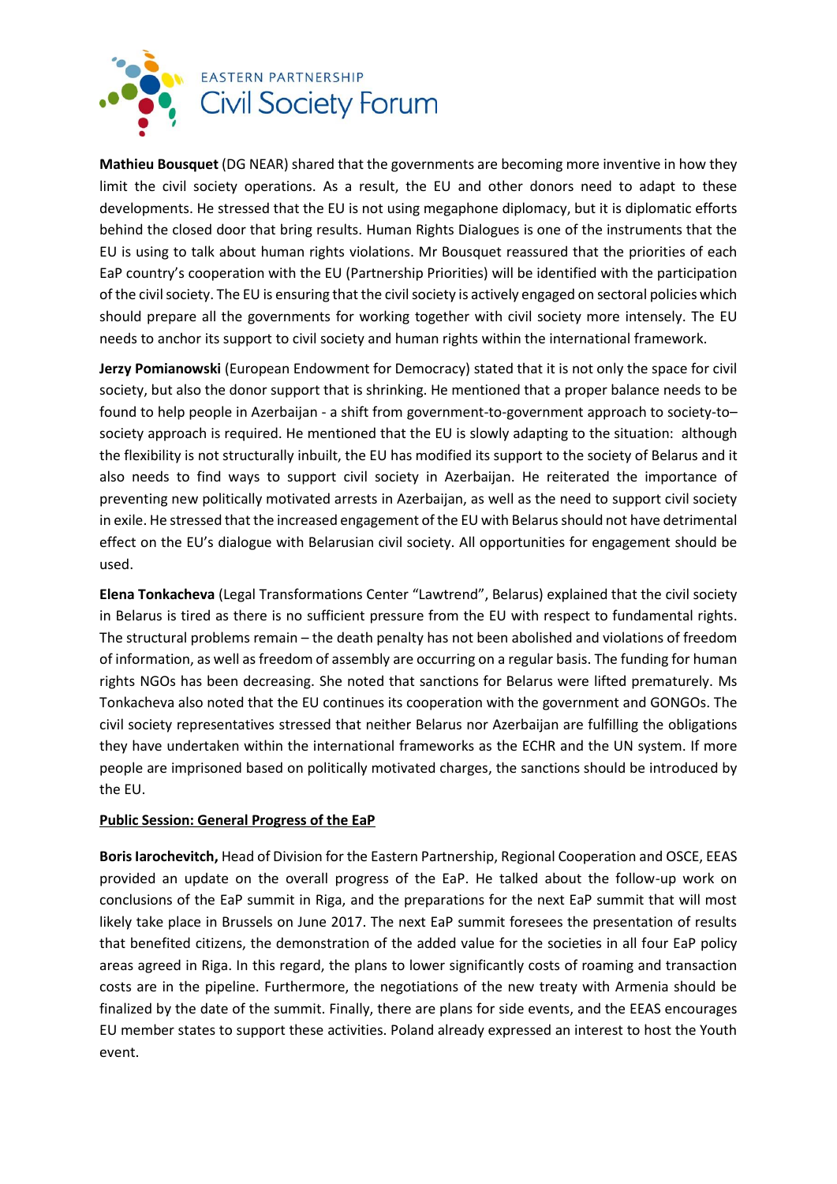**Mathieu Bousquet** (DG NEAR) shared that the governments are becoming more inventive in how they limit the civil society operations. As a result, the EU and other donors need to adapt to these developments. He stressed that the EU is not using megaphone diplomacy, but it is diplomatic efforts behind the closed door that bring results. Human Rights Dialogues is one of the instruments that the EU is using to talk about human rights violations. Mr Bousquet reassured that the priorities of each EaP country's cooperation with the EU (Partnership Priorities) will be identified with the participation of the civil society. The EU is ensuring that the civil society is actively engaged on sectoral policies which should prepare all the governments for working together with civil society more intensely. The EU needs to anchor its support to civil society and human rights within the international framework.

**Jerzy Pomianowski** (European Endowment for Democracy) stated that it is not only the space for civil society, but also the donor support that is shrinking. He mentioned that a proper balance needs to be found to help people in Azerbaijan - a shift from government-to-government approach to society-to–society approach is required. He mentioned that the EU is slowly adapting to the situation: although the flexibility is not structurally inbuilt, the EU has modified its support to the society of Belarus and it also needs to find ways to support civil society in Azerbaijan. He reiterated the importance of preventing new politically motivated arrests in Azerbaijan, as well as the need to support civil society in exile. He stressed that the increased engagement of the EU with Belarus should not have detrimental effect on the EU's dialogue with Belarusian civil society. All opportunities for engagement should be used.

**Elena Tonkacheva** (Legal Transformations Center "Lawtrend", Belarus) explained that the civil society in Belarus is tired as there is no sufficient pressure from the EU with respect to fundamental rights. The structural problems remain – the death penalty has not been abolished and violations of freedom of information, as well as freedom of assembly are occurring on a regular basis. The funding for human rights NGOs has been decreasing. She noted that sanctions for Belarus were lifted prematurely. Ms Tonkacheva also noted that the EU continues its cooperation with the government and GONGOs. The civil society representatives stressed that neither Belarus nor Azerbaijan are fulfilling the obligations they have undertaken within the international frameworks as the ECHR and the UN system. If more people are imprisoned based on politically motivated charges, the sanctions should be introduced by the EU.

**Public Session: General Progress of the EaP**

**Boris Iarochevitch,** Head of Division for the Eastern Partnership, Regional Cooperation and OSCE, EEAS provided an update on the overall progress of the EaP. He talked about the follow-up work on conclusions of the EaP summit in Riga, and the preparations for the next EaP summit that will most likely take place in Brussels on June 2017. The next EaP summit foresees the presentation of results that benefited citizens, the demonstration of the added value for the societies in all four EaP policy areas agreed in Riga. In this regard, the plans to lower significantly costs of roaming and transaction costs are in the pipeline. Furthermore, the negotiations of the new treaty with Armenia should be finalized by the date of the summit. Finally, there are plans for side events, and the EEAS encourages EU member states to support these activities. Poland already expressed an interest to host the Youth event.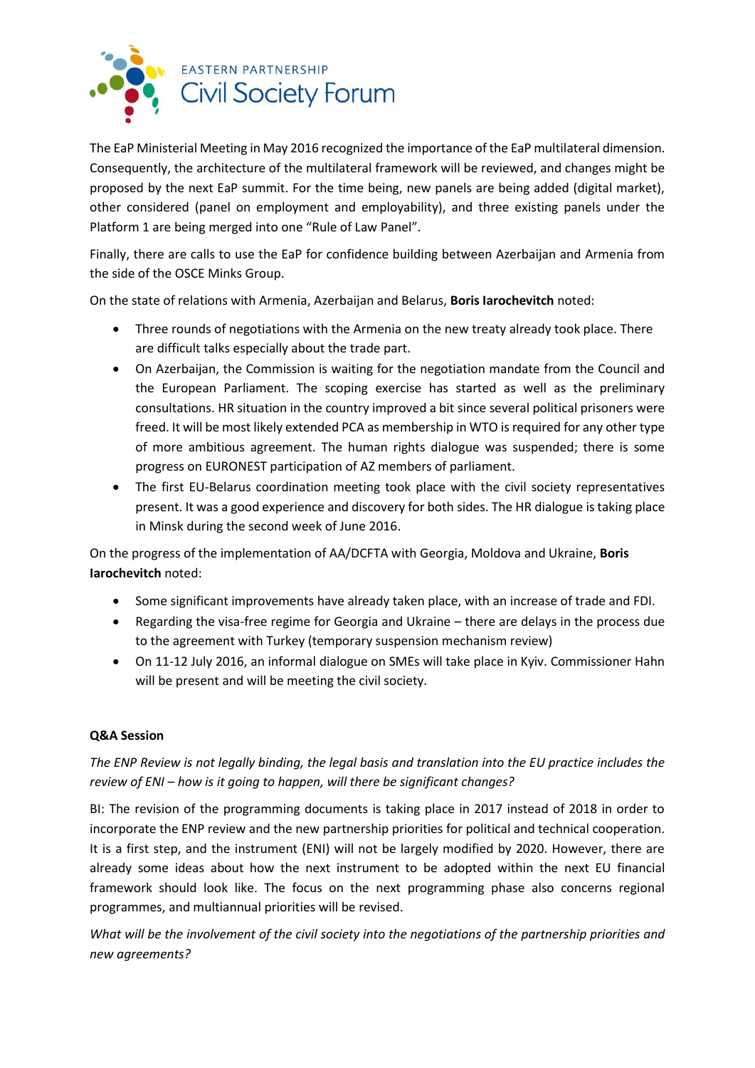The EaP Ministerial Meeting in May 2016 recognized the importance of the EaP multilateral dimension. Consequently, the architecture of the multilateral framework will be reviewed, and changes might be proposed by the next EaP summit. For the time being, new panels are being added (digital market), other considered (panel on employment and employability), and three existing panels under the Platform 1 are being merged into one "Rule of Law Panel".

Finally, there are calls to use the EaP for confidence building between Azerbaijan and Armenia from the side of the OSCE Minks Group.

On the state of relations with Armenia, Azerbaijan and Belarus, **Boris Iarochevitch** noted:

- Three rounds of negotiations with the Armenia on the new treaty already took place. There are difficult talks especially about the trade part.
- On Azerbaijan, the Commission is waiting for the negotiation mandate from the Council and the European Parliament. The scoping exercise has started as well as the preliminary consultations. HR situation in the country improved a bit since several political prisoners were freed. It will be most likely extended PCA as membership in WTO is required for any other type of more ambitious agreement. The human rights dialogue was suspended; there is some progress on EURONEST participation of AZ members of parliament.
- The first EU-Belarus coordination meeting took place with the civil society representatives present. It was a good experience and discovery for both sides. The HR dialogue is taking place in Minsk during the second week of June 2016.

On the progress of the implementation of AA/DCFTA with Georgia, Moldova and Ukraine, **Boris Iarochevitch** noted:

- Some significant improvements have already taken place, with an increase of trade and FDI.
- Regarding the visa-free regime for Georgia and Ukraine – there are delays in the process due to the agreement with Turkey (temporary suspension mechanism review)
- On 11-12 July 2016, an informal dialogue on SMEs will take place in Kyiv. Commissioner Hahn will be present and will be meeting the civil society.

**Q&A Session**

*The ENP Review is not legally binding, the legal basis and translation into the EU practice includes the review of ENI – how is it going to happen, will there be significant changes?*

BI: The revision of the programming documents is taking place in 2017 instead of 2018 in order to incorporate the ENP review and the new partnership priorities for political and technical cooperation. It is a first step, and the instrument (ENI) will not be largely modified by 2020. However, there are already some ideas about how the next instrument to be adopted within the next EU financial framework should look like. The focus on the next programming phase also concerns regional programmes, and multiannual priorities will be revised.

*What will be the involvement of the civil society into the negotiations of the partnership priorities and new agreements?*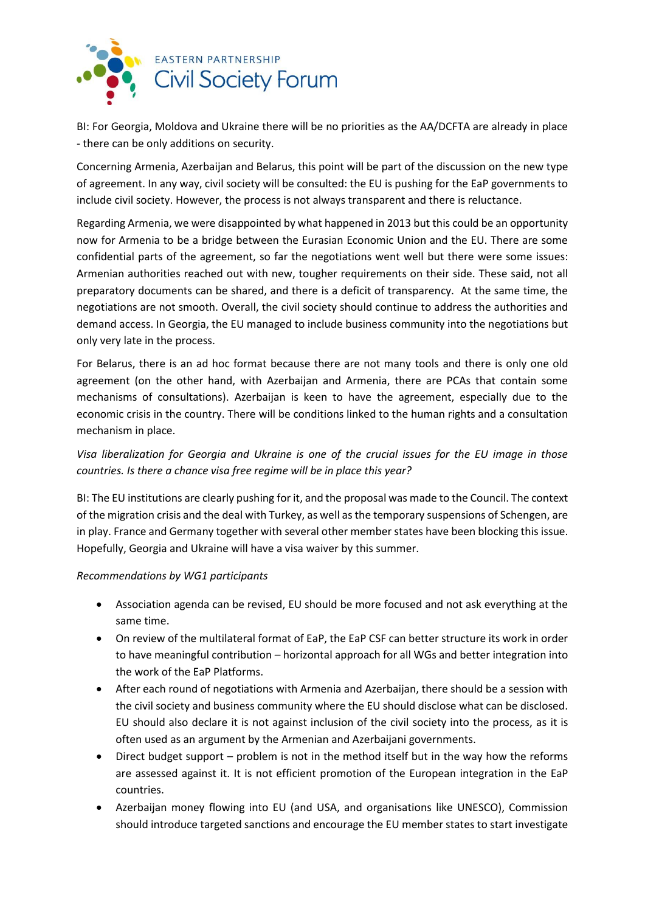BI: For Georgia, Moldova and Ukraine there will be no priorities as the AA/DCFTA are already in place - there can be only additions on security.

Concerning Armenia, Azerbaijan and Belarus, this point will be part of the discussion on the new type of agreement. In any way, civil society will be consulted: the EU is pushing for the EaP governments to include civil society. However, the process is not always transparent and there is reluctance.

Regarding Armenia, we were disappointed by what happened in 2013 but this could be an opportunity now for Armenia to be a bridge between the Eurasian Economic Union and the EU. There are some confidential parts of the agreement, so far the negotiations went well but there were some issues: Armenian authorities reached out with new, tougher requirements on their side. These said, not all preparatory documents can be shared, and there is a deficit of transparency. At the same time, the negotiations are not smooth. Overall, the civil society should continue to address the authorities and demand access. In Georgia, the EU managed to include business community into the negotiations but only very late in the process.

For Belarus, there is an ad hoc format because there are not many tools and there is only one old agreement (on the other hand, with Azerbaijan and Armenia, there are PCAs that contain some mechanisms of consultations). Azerbaijan is keen to have the agreement, especially due to the economic crisis in the country. There will be conditions linked to the human rights and a consultation mechanism in place.

*Visa liberalization for Georgia and Ukraine is one of the crucial issues for the EU image in those countries. Is there a chance visa free regime will be in place this year?*

BI: The EU institutions are clearly pushing for it, and the proposal was made to the Council. The context of the migration crisis and the deal with Turkey, as well as the temporary suspensions of Schengen, are in play. France and Germany together with several other member states have been blocking this issue. Hopefully, Georgia and Ukraine will have a visa waiver by this summer.

*Recommendations by WG1 participants*

- Association agenda can be revised, EU should be more focused and not ask everything at the same time.
- On review of the multilateral format of EaP, the EaP CSF can better structure its work in order to have meaningful contribution – horizontal approach for all WGs and better integration into the work of the EaP Platforms.
- After each round of negotiations with Armenia and Azerbaijan, there should be a session with the civil society and business community where the EU should disclose what can be disclosed. EU should also declare it is not against inclusion of the civil society into the process, as it is often used as an argument by the Armenian and Azerbaijani governments.
- Direct budget support – problem is not in the method itself but in the way how the reforms are assessed against it. It is not efficient promotion of the European integration in the EaP countries.
- Azerbaijan money flowing into EU (and USA, and organisations like UNESCO), Commission should introduce targeted sanctions and encourage the EU member states to start investigate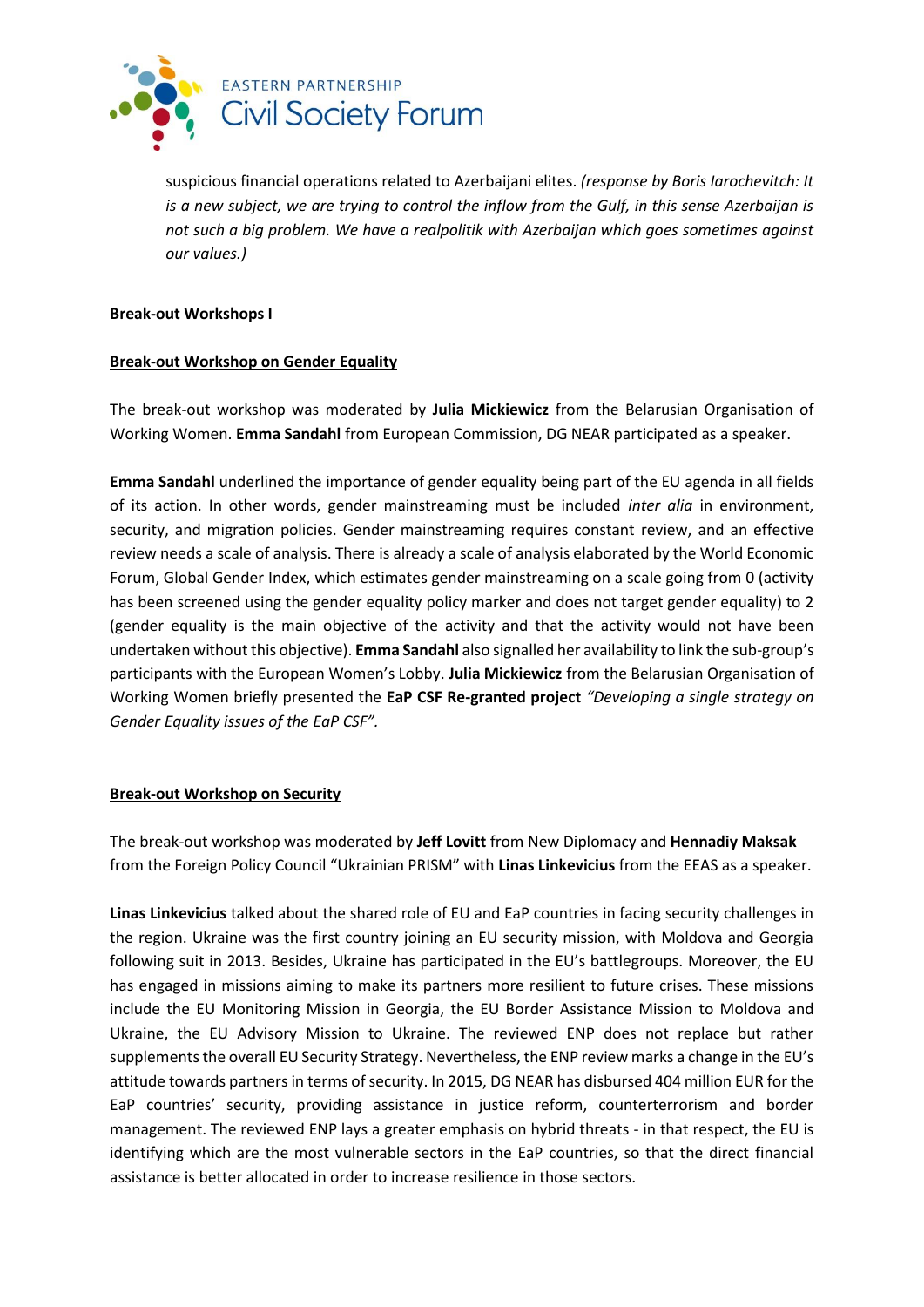suspicious financial operations related to Azerbaijani elites. *(response by Boris Iarochevitch: It is a new subject, we are trying to control the inflow from the Gulf, in this sense Azerbaijan is not such a big problem. We have a realpolitik with Azerbaijan which goes sometimes against our values.)*

**Break-out Workshops I**

**Break-out Workshop on Gender Equality**

The break-out workshop was moderated by **Julia Mickiewicz** from the Belarusian Organisation of Working Women. **Emma Sandahl** from European Commission, DG NEAR participated as a speaker.

**Emma Sandahl** underlined the importance of gender equality being part of the EU agenda in all fields of its action. In other words, gender mainstreaming must be included *inter alia* in environment, security, and migration policies. Gender mainstreaming requires constant review, and an effective review needs a scale of analysis. There is already a scale of analysis elaborated by the World Economic Forum, Global Gender Index, which estimates gender mainstreaming on a scale going from 0 (activity has been screened using the gender equality policy marker and does not target gender equality) to 2 (gender equality is the main objective of the activity and that the activity would not have been undertaken without this objective). **Emma Sandahl** also signalled her availability to link the sub-group's participants with the European Women's Lobby. **Julia Mickiewicz** from the Belarusian Organisation of Working Women briefly presented the **EaP CSF Re-granted project** *"Developing a single strategy on Gender Equality issues of the EaP CSF"*.

**Break-out Workshop on Security**

The break-out workshop was moderated by **Jeff Lovitt** from New Diplomacy and **Hennadiy Maksak** from the Foreign Policy Council "Ukrainian PRISM" with **Linas Linkevicius** from the EEAS as a speaker.

**Linas Linkevicius** talked about the shared role of EU and EaP countries in facing security challenges in the region. Ukraine was the first country joining an EU security mission, with Moldova and Georgia following suit in 2013. Besides, Ukraine has participated in the EU's battlegroups. Moreover, the EU has engaged in missions aiming to make its partners more resilient to future crises. These missions include the EU Monitoring Mission in Georgia, the EU Border Assistance Mission to Moldova and Ukraine, the EU Advisory Mission to Ukraine. The reviewed ENP does not replace but rather supplements the overall EU Security Strategy. Nevertheless, the ENP review marks a change in the EU's attitude towards partners in terms of security. In 2015, DG NEAR has disbursed 404 million EUR for the EaP countries' security, providing assistance in justice reform, counterterrorism and border management. The reviewed ENP lays a greater emphasis on hybrid threats - in that respect, the EU is identifying which are the most vulnerable sectors in the EaP countries, so that the direct financial assistance is better allocated in order to increase resilience in those sectors.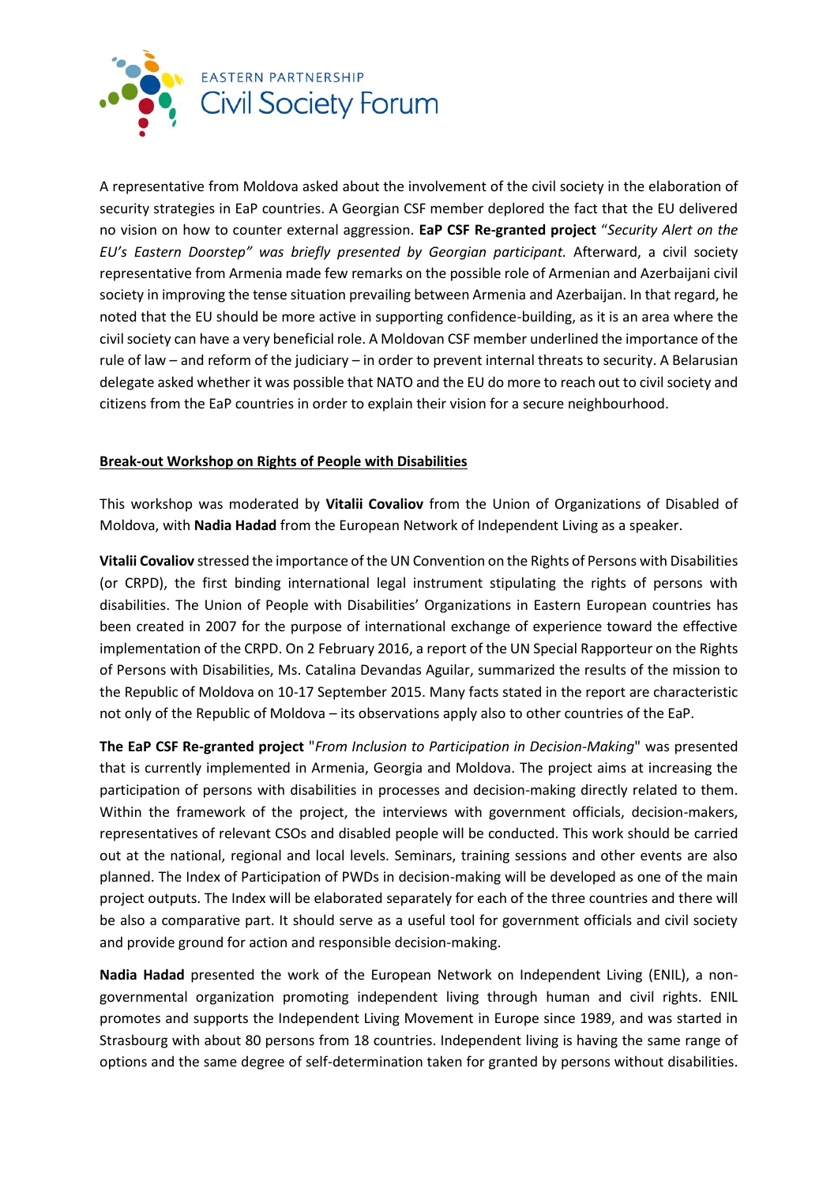A representative from Moldova asked about the involvement of the civil society in the elaboration of security strategies in EaP countries. A Georgian CSF member deplored the fact that the EU delivered no vision on how to counter external aggression. **EaP CSF Re-granted project** "*Security Alert on the EU's Eastern Doorstep" was briefly presented by Georgian participant.* Afterward, a civil society representative from Armenia made few remarks on the possible role of Armenian and Azerbaijani civil society in improving the tense situation prevailing between Armenia and Azerbaijan. In that regard, he noted that the EU should be more active in supporting confidence-building, as it is an area where the civil society can have a very beneficial role. A Moldovan CSF member underlined the importance of the rule of law – and reform of the judiciary – in order to prevent internal threats to security. A Belarusian delegate asked whether it was possible that NATO and the EU do more to reach out to civil society and citizens from the EaP countries in order to explain their vision for a secure neighbourhood.

## Break-out Workshop on Rights of People with Disabilities

This workshop was moderated by **Vitalii Covaliov** from the Union of Organizations of Disabled of Moldova, with **Nadia Hadad** from the European Network of Independent Living as a speaker.

**Vitalii Covaliov** stressed the importance of the UN Convention on the Rights of Persons with Disabilities (or CRPD), the first binding international legal instrument stipulating the rights of persons with disabilities. The Union of People with Disabilities' Organizations in Eastern European countries has been created in 2007 for the purpose of international exchange of experience toward the effective implementation of the CRPD. On 2 February 2016, a report of the UN Special Rapporteur on the Rights of Persons with Disabilities, Ms. Catalina Devandas Aguilar, summarized the results of the mission to the Republic of Moldova on 10-17 September 2015. Many facts stated in the report are characteristic not only of the Republic of Moldova – its observations apply also to other countries of the EaP.

**The EaP CSF Re-granted project** "*From Inclusion to Participation in Decision-Making*" was presented that is currently implemented in Armenia, Georgia and Moldova. The project aims at increasing the participation of persons with disabilities in processes and decision-making directly related to them. Within the framework of the project, the interviews with government officials, decision-makers, representatives of relevant CSOs and disabled people will be conducted. This work should be carried out at the national, regional and local levels. Seminars, training sessions and other events are also planned. The Index of Participation of PWDs in decision-making will be developed as one of the main project outputs. The Index will be elaborated separately for each of the three countries and there will be also a comparative part. It should serve as a useful tool for government officials and civil society and provide ground for action and responsible decision-making.

**Nadia Hadad** presented the work of the European Network on Independent Living (ENIL), a non-governmental organization promoting independent living through human and civil rights. ENIL promotes and supports the Independent Living Movement in Europe since 1989, and was started in Strasbourg with about 80 persons from 18 countries. Independent living is having the same range of options and the same degree of self-determination taken for granted by persons without disabilities.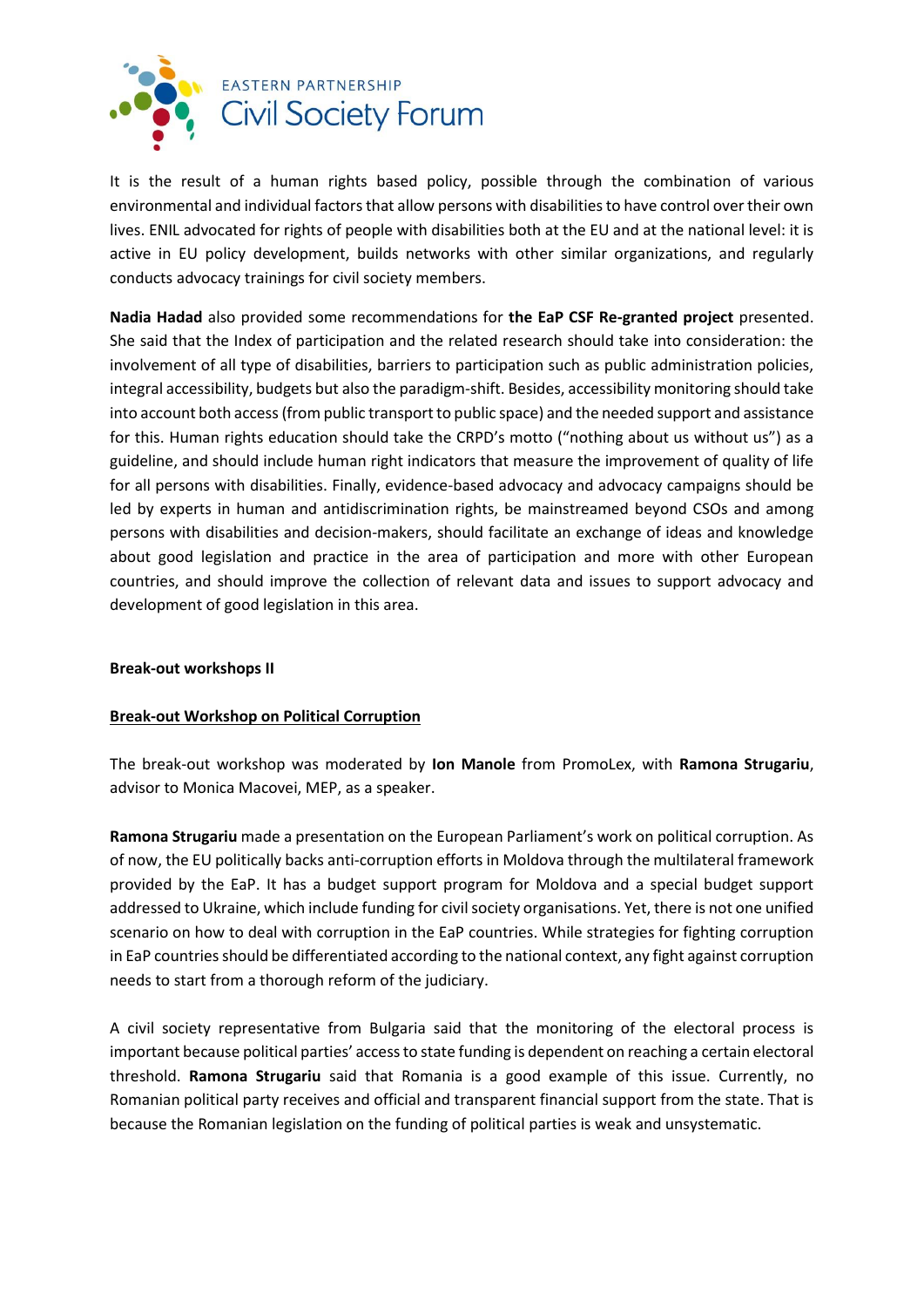It is the result of a human rights based policy, possible through the combination of various environmental and individual factors that allow persons with disabilities to have control over their own lives. ENIL advocated for rights of people with disabilities both at the EU and at the national level: it is active in EU policy development, builds networks with other similar organizations, and regularly conducts advocacy trainings for civil society members.

**Nadia Hadad** also provided some recommendations for **the EaP CSF Re-granted project** presented. She said that the Index of participation and the related research should take into consideration: the involvement of all type of disabilities, barriers to participation such as public administration policies, integral accessibility, budgets but also the paradigm-shift. Besides, accessibility monitoring should take into account both access (from public transport to public space) and the needed support and assistance for this. Human rights education should take the CRPD's motto ("nothing about us without us") as a guideline, and should include human right indicators that measure the improvement of quality of life for all persons with disabilities. Finally, evidence-based advocacy and advocacy campaigns should be led by experts in human and antidiscrimination rights, be mainstreamed beyond CSOs and among persons with disabilities and decision-makers, should facilitate an exchange of ideas and knowledge about good legislation and practice in the area of participation and more with other European countries, and should improve the collection of relevant data and issues to support advocacy and development of good legislation in this area.

**Break-out workshops II**

**Break-out Workshop on Political Corruption**

The break-out workshop was moderated by **Ion Manole** from PromoLex, with **Ramona Strugariu**, advisor to Monica Macovei, MEP, as a speaker.

**Ramona Strugariu** made a presentation on the European Parliament's work on political corruption. As of now, the EU politically backs anti-corruption efforts in Moldova through the multilateral framework provided by the EaP. It has a budget support program for Moldova and a special budget support addressed to Ukraine, which include funding for civil society organisations. Yet, there is not one unified scenario on how to deal with corruption in the EaP countries. While strategies for fighting corruption in EaP countries should be differentiated according to the national context, any fight against corruption needs to start from a thorough reform of the judiciary.

A civil society representative from Bulgaria said that the monitoring of the electoral process is important because political parties' access to state funding is dependent on reaching a certain electoral threshold. **Ramona Strugariu** said that Romania is a good example of this issue. Currently, no Romanian political party receives and official and transparent financial support from the state. That is because the Romanian legislation on the funding of political parties is weak and unsystematic.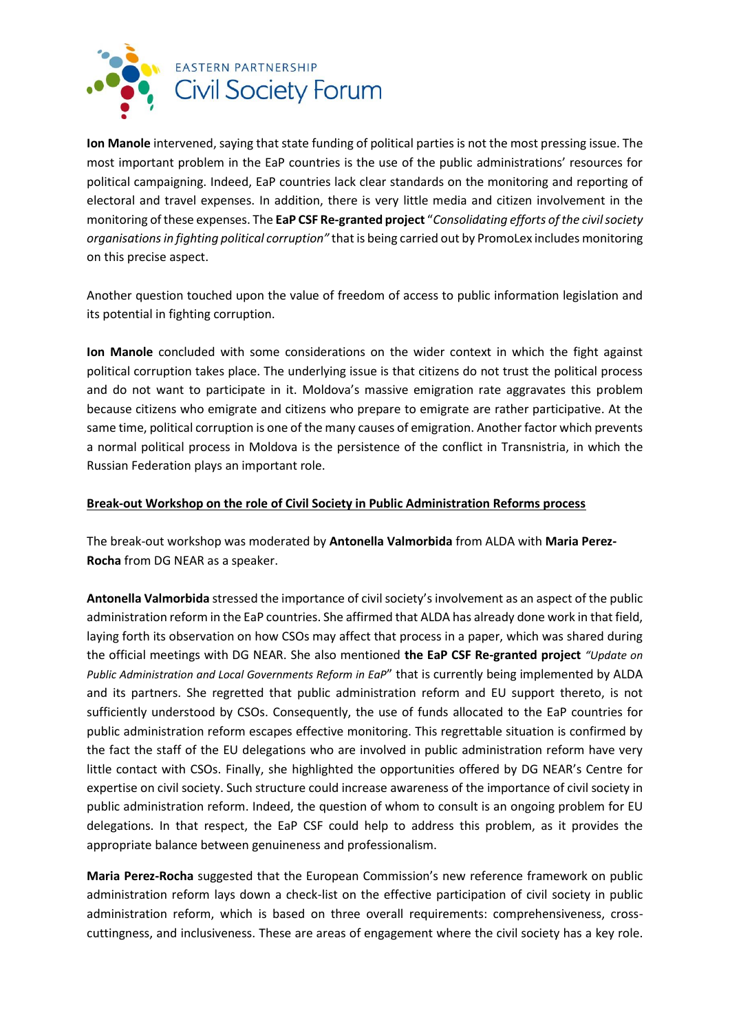**Ion Manole** intervened, saying that state funding of political parties is not the most pressing issue. The most important problem in the EaP countries is the use of the public administrations' resources for political campaigning. Indeed, EaP countries lack clear standards on the monitoring and reporting of electoral and travel expenses. In addition, there is very little media and citizen involvement in the monitoring of these expenses. The **EaP CSF Re-granted project** "*Consolidating efforts of the civil society organisations in fighting political corruption"* that is being carried out by PromoLex includes monitoring on this precise aspect.

Another question touched upon the value of freedom of access to public information legislation and its potential in fighting corruption.

**Ion Manole** concluded with some considerations on the wider context in which the fight against political corruption takes place. The underlying issue is that citizens do not trust the political process and do not want to participate in it. Moldova's massive emigration rate aggravates this problem because citizens who emigrate and citizens who prepare to emigrate are rather participative. At the same time, political corruption is one of the many causes of emigration. Another factor which prevents a normal political process in Moldova is the persistence of the conflict in Transnistria, in which the Russian Federation plays an important role.

**<u>Break-out Workshop on the role of Civil Society in Public Administration Reforms process</u>**

The break-out workshop was moderated by **Antonella Valmorbida** from ALDA with **Maria Perez-Rocha** from DG NEAR as a speaker.

**Antonella Valmorbida** stressed the importance of civil society's involvement as an aspect of the public administration reform in the EaP countries. She affirmed that ALDA has already done work in that field, laying forth its observation on how CSOs may affect that process in a paper, which was shared during the official meetings with DG NEAR. She also mentioned **the EaP CSF Re-granted project** *"Update on Public Administration and Local Governments Reform in EaP*" that is currently being implemented by ALDA and its partners. She regretted that public administration reform and EU support thereto, is not sufficiently understood by CSOs. Consequently, the use of funds allocated to the EaP countries for public administration reform escapes effective monitoring. This regrettable situation is confirmed by the fact the staff of the EU delegations who are involved in public administration reform have very little contact with CSOs. Finally, she highlighted the opportunities offered by DG NEAR's Centre for expertise on civil society. Such structure could increase awareness of the importance of civil society in public administration reform. Indeed, the question of whom to consult is an ongoing problem for EU delegations. In that respect, the EaP CSF could help to address this problem, as it provides the appropriate balance between genuineness and professionalism.

**Maria Perez-Rocha** suggested that the European Commission's new reference framework on public administration reform lays down a check-list on the effective participation of civil society in public administration reform, which is based on three overall requirements: comprehensiveness, cross-cuttingness, and inclusiveness. These are areas of engagement where the civil society has a key role.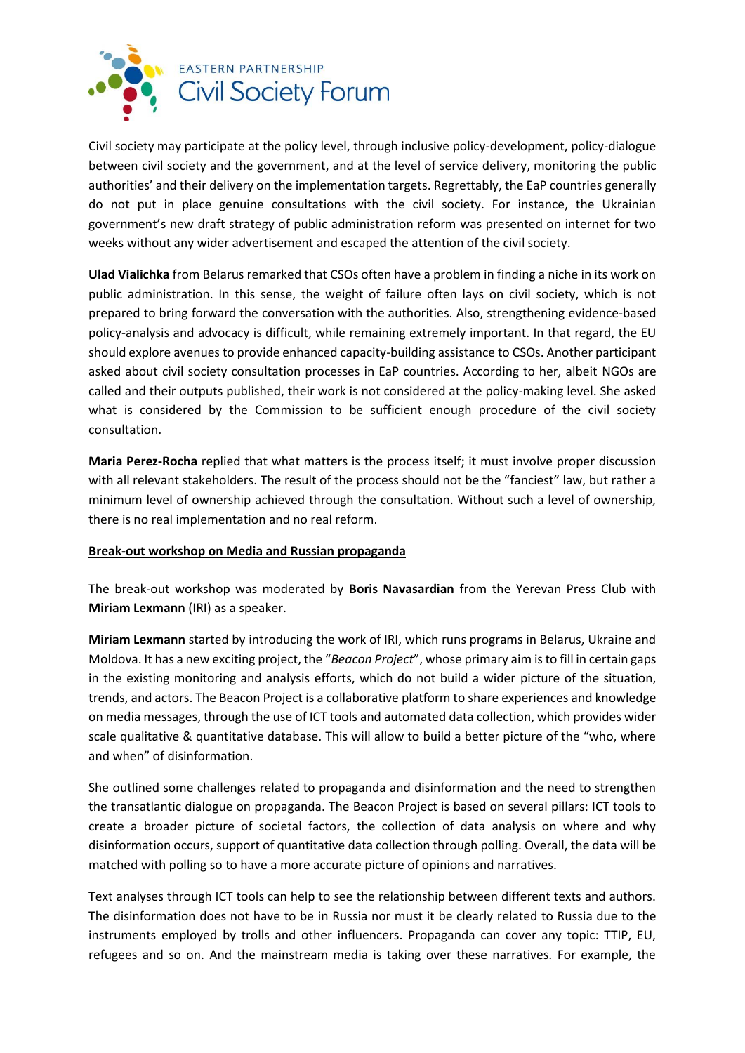Civil society may participate at the policy level, through inclusive policy-development, policy-dialogue between civil society and the government, and at the level of service delivery, monitoring the public authorities' and their delivery on the implementation targets. Regrettably, the EaP countries generally do not put in place genuine consultations with the civil society. For instance, the Ukrainian government's new draft strategy of public administration reform was presented on internet for two weeks without any wider advertisement and escaped the attention of the civil society.

**Ulad Vialichka** from Belarus remarked that CSOs often have a problem in finding a niche in its work on public administration. In this sense, the weight of failure often lays on civil society, which is not prepared to bring forward the conversation with the authorities. Also, strengthening evidence-based policy-analysis and advocacy is difficult, while remaining extremely important. In that regard, the EU should explore avenues to provide enhanced capacity-building assistance to CSOs. Another participant asked about civil society consultation processes in EaP countries. According to her, albeit NGOs are called and their outputs published, their work is not considered at the policy-making level. She asked what is considered by the Commission to be sufficient enough procedure of the civil society consultation.

**Maria Perez-Rocha** replied that what matters is the process itself; it must involve proper discussion with all relevant stakeholders. The result of the process should not be the "fanciest" law, but rather a minimum level of ownership achieved through the consultation. Without such a level of ownership, there is no real implementation and no real reform.

**Break-out workshop on Media and Russian propaganda**

The break-out workshop was moderated by **Boris Navasardian** from the Yerevan Press Club with **Miriam Lexmann** (IRI) as a speaker.

**Miriam Lexmann** started by introducing the work of IRI, which runs programs in Belarus, Ukraine and Moldova. It has a new exciting project, the "*Beacon Project*", whose primary aim is to fill in certain gaps in the existing monitoring and analysis efforts, which do not build a wider picture of the situation, trends, and actors. The Beacon Project is a collaborative platform to share experiences and knowledge on media messages, through the use of ICT tools and automated data collection, which provides wider scale qualitative & quantitative database. This will allow to build a better picture of the "who, where and when" of disinformation.

She outlined some challenges related to propaganda and disinformation and the need to strengthen the transatlantic dialogue on propaganda. The Beacon Project is based on several pillars: ICT tools to create a broader picture of societal factors, the collection of data analysis on where and why disinformation occurs, support of quantitative data collection through polling. Overall, the data will be matched with polling so to have a more accurate picture of opinions and narratives.

Text analyses through ICT tools can help to see the relationship between different texts and authors. The disinformation does not have to be in Russia nor must it be clearly related to Russia due to the instruments employed by trolls and other influencers. Propaganda can cover any topic: TTIP, EU, refugees and so on. And the mainstream media is taking over these narratives. For example, the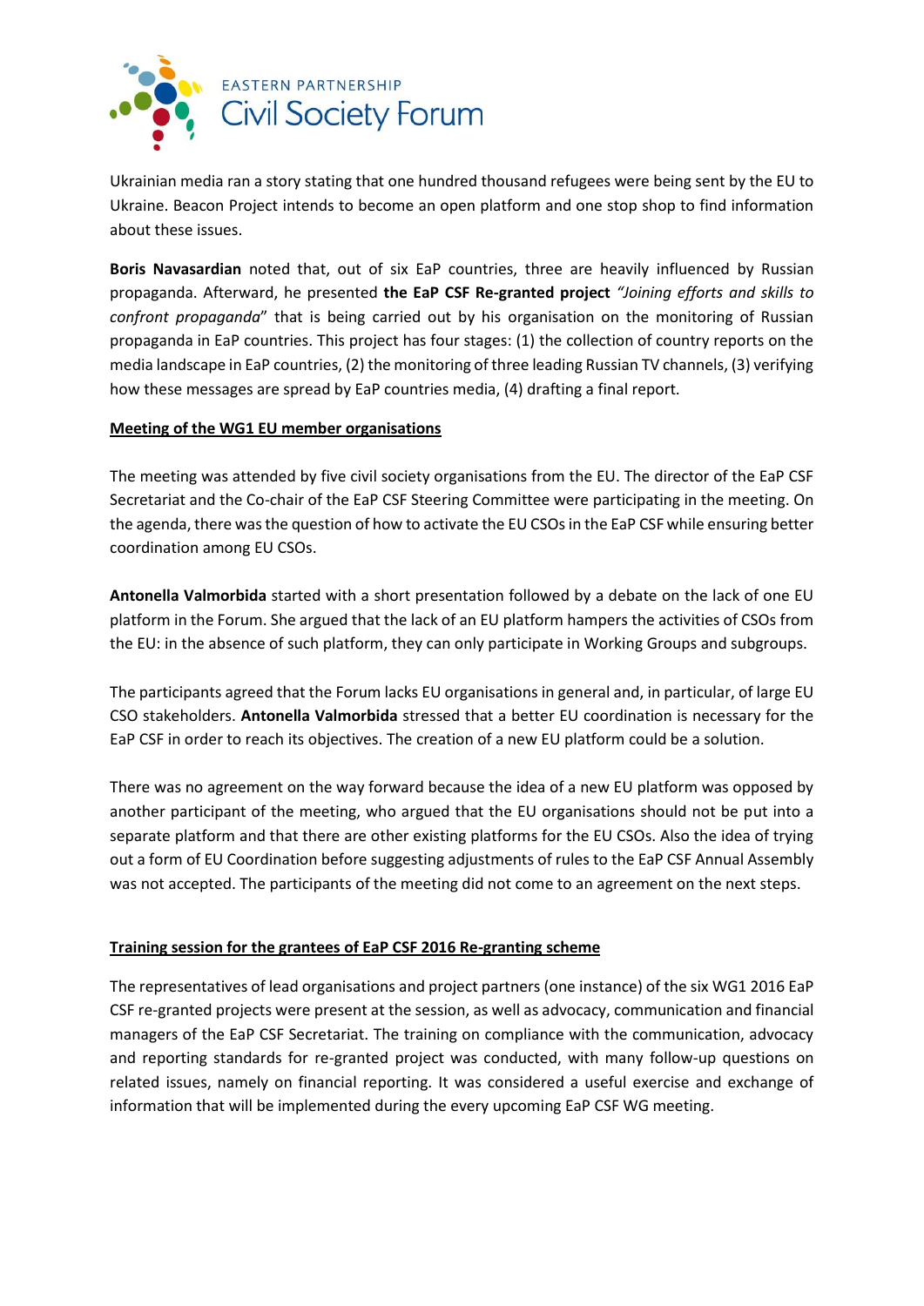Ukrainian media ran a story stating that one hundred thousand refugees were being sent by the EU to Ukraine. Beacon Project intends to become an open platform and one stop shop to find information about these issues.

**Boris Navasardian** noted that, out of six EaP countries, three are heavily influenced by Russian propaganda. Afterward, he presented **the EaP CSF Re-granted project** *"Joining efforts and skills to confront propaganda*" that is being carried out by his organisation on the monitoring of Russian propaganda in EaP countries. This project has four stages: (1) the collection of country reports on the media landscape in EaP countries, (2) the monitoring of three leading Russian TV channels, (3) verifying how these messages are spread by EaP countries media, (4) drafting a final report.

**Meeting of the WG1 EU member organisations**

The meeting was attended by five civil society organisations from the EU. The director of the EaP CSF Secretariat and the Co-chair of the EaP CSF Steering Committee were participating in the meeting. On the agenda, there was the question of how to activate the EU CSOs in the EaP CSF while ensuring better coordination among EU CSOs.

**Antonella Valmorbida** started with a short presentation followed by a debate on the lack of one EU platform in the Forum. She argued that the lack of an EU platform hampers the activities of CSOs from the EU: in the absence of such platform, they can only participate in Working Groups and subgroups.

The participants agreed that the Forum lacks EU organisations in general and, in particular, of large EU CSO stakeholders. **Antonella Valmorbida** stressed that a better EU coordination is necessary for the EaP CSF in order to reach its objectives. The creation of a new EU platform could be a solution.

There was no agreement on the way forward because the idea of a new EU platform was opposed by another participant of the meeting, who argued that the EU organisations should not be put into a separate platform and that there are other existing platforms for the EU CSOs. Also the idea of trying out a form of EU Coordination before suggesting adjustments of rules to the EaP CSF Annual Assembly was not accepted. The participants of the meeting did not come to an agreement on the next steps.

**Training session for the grantees of EaP CSF 2016 Re-granting scheme**

The representatives of lead organisations and project partners (one instance) of the six WG1 2016 EaP CSF re-granted projects were present at the session, as well as advocacy, communication and financial managers of the EaP CSF Secretariat. The training on compliance with the communication, advocacy and reporting standards for re-granted project was conducted, with many follow-up questions on related issues, namely on financial reporting. It was considered a useful exercise and exchange of information that will be implemented during the every upcoming EaP CSF WG meeting.